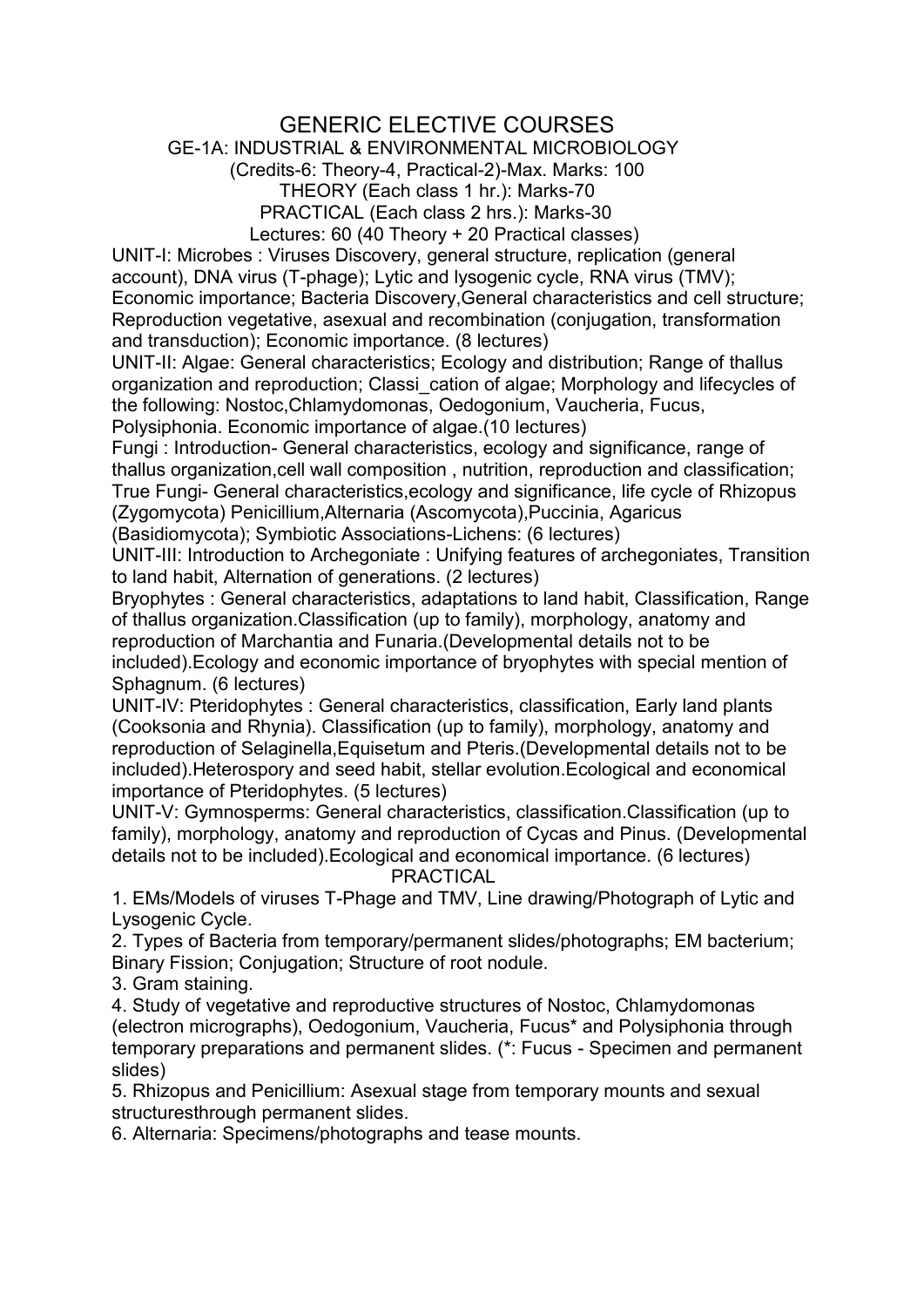# GENERIC ELECTIVE COURSES

## GE-1A: INDUSTRIAL & ENVIRONMENTAL MICROBIOLOGY

(Credits-6: Theory-4, Practical-2)-Max. Marks: 100

THEORY (Each class 1 hr.): Marks-70

PRACTICAL (Each class 2 hrs.): Marks-30

Lectures: 60 (40 Theory + 20 Practical classes)

UNIT-I: Microbes : Viruses Discovery, general structure, replication (general account), DNA virus (T-phage); Lytic and lysogenic cycle, RNA virus (TMV); Economic importance; Bacteria Discovery,General characteristics and cell structure; Reproduction vegetative, asexual and recombination (conjugation, transformation and transduction); Economic importance. (8 lectures)

UNIT-II: Algae: General characteristics; Ecology and distribution; Range of thallus organization and reproduction; Classi_cation of algae; Morphology and lifecycles of the following: Nostoc,Chlamydomonas, Oedogonium, Vaucheria, Fucus, Polysiphonia. Economic importance of algae.(10 lectures)

Fungi : Introduction- General characteristics, ecology and significance, range of thallus organization,cell wall composition , nutrition, reproduction and classification; True Fungi- General characteristics,ecology and significance, life cycle of Rhizopus (Zygomycota) Penicillium,Alternaria (Ascomycota),Puccinia, Agaricus (Basidiomycota); Symbiotic Associations-Lichens: (6 lectures)

UNIT-III: Introduction to Archegoniate : Unifying features of archegoniates, Transition to land habit, Alternation of generations. (2 lectures)

Bryophytes : General characteristics, adaptations to land habit, Classification, Range of thallus organization.Classification (up to family), morphology, anatomy and reproduction of Marchantia and Funaria.(Developmental details not to be included).Ecology and economic importance of bryophytes with special mention of Sphagnum. (6 lectures)

UNIT-IV: Pteridophytes : General characteristics, classification, Early land plants (Cooksonia and Rhynia). Classification (up to family), morphology, anatomy and reproduction of Selaginella,Equisetum and Pteris.(Developmental details not to be included).Heterospory and seed habit, stellar evolution.Ecological and economical importance of Pteridophytes. (5 lectures)

UNIT-V: Gymnosperms: General characteristics, classification.Classification (up to family), morphology, anatomy and reproduction of Cycas and Pinus. (Developmental details not to be included).Ecological and economical importance. (6 lectures)

### PRACTICAL

1. EMs/Models of viruses T-Phage and TMV, Line drawing/Photograph of Lytic and Lysogenic Cycle.
2. Types of Bacteria from temporary/permanent slides/photographs; EM bacterium; Binary Fission; Conjugation; Structure of root nodule.
3. Gram staining.
4. Study of vegetative and reproductive structures of Nostoc, Chlamydomonas (electron micrographs), Oedogonium, Vaucheria, Fucus* and Polysiphonia through temporary preparations and permanent slides. (*: Fucus - Specimen and permanent slides)
5. Rhizopus and Penicillium: Asexual stage from temporary mounts and sexual structuresthrough permanent slides.
6. Alternaria: Specimens/photographs and tease mounts.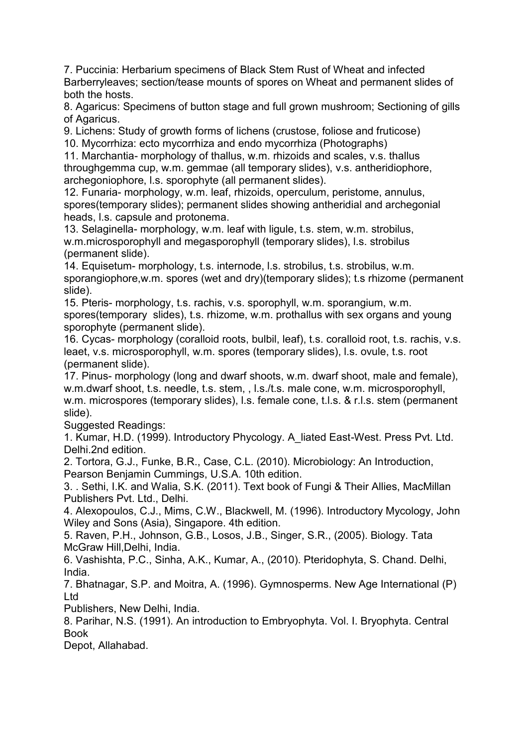7. Puccinia: Herbarium specimens of Black Stem Rust of Wheat and infected Barberryleaves; section/tease mounts of spores on Wheat and permanent slides of both the hosts.
8. Agaricus: Specimens of button stage and full grown mushroom; Sectioning of gills of Agaricus.
9. Lichens: Study of growth forms of lichens (crustose, foliose and fruticose)
10. Mycorrhiza: ecto mycorrhiza and endo mycorrhiza (Photographs)
11. Marchantia- morphology of thallus, w.m. rhizoids and scales, v.s. thallus throughgemma cup, w.m. gemmae (all temporary slides), v.s. antheridiophore, archegoniophore, l.s. sporophyte (all permanent slides).
12. Funaria- morphology, w.m. leaf, rhizoids, operculum, peristome, annulus, spores(temporary slides); permanent slides showing antheridial and archegonial heads, l.s. capsule and protonema.
13. Selaginella- morphology, w.m. leaf with ligule, t.s. stem, w.m. strobilus, w.m.microsporophyll and megasporophyll (temporary slides), l.s. strobilus (permanent slide).
14. Equisetum- morphology, t.s. internode, l.s. strobilus, t.s. strobilus, w.m. sporangiophore,w.m. spores (wet and dry)(temporary slides); t.s rhizome (permanent slide).
15. Pteris- morphology, t.s. rachis, v.s. sporophyll, w.m. sporangium, w.m. spores(temporary slides), t.s. rhizome, w.m. prothallus with sex organs and young sporophyte (permanent slide).
16. Cycas- morphology (coralloid roots, bulbil, leaf), t.s. coralloid root, t.s. rachis, v.s. leaet, v.s. microsporophyll, w.m. spores (temporary slides), l.s. ovule, t.s. root (permanent slide).
17. Pinus- morphology (long and dwarf shoots, w.m. dwarf shoot, male and female), w.m.dwarf shoot, t.s. needle, t.s. stem, , l.s./t.s. male cone, w.m. microsporophyll, w.m. microspores (temporary slides), l.s. female cone, t.l.s. & r.l.s. stem (permanent slide).

Suggested Readings:

1. Kumar, H.D. (1999). Introductory Phycology. A_liated East-West. Press Pvt. Ltd. Delhi.2nd edition.
2. Tortora, G.J., Funke, B.R., Case, C.L. (2010). Microbiology: An Introduction, Pearson Benjamin Cummings, U.S.A. 10th edition.
3. . Sethi, I.K. and Walia, S.K. (2011). Text book of Fungi & Their Allies, MacMillan Publishers Pvt. Ltd., Delhi.
4. Alexopoulos, C.J., Mims, C.W., Blackwell, M. (1996). Introductory Mycology, John Wiley and Sons (Asia), Singapore. 4th edition.
5. Raven, P.H., Johnson, G.B., Losos, J.B., Singer, S.R., (2005). Biology. Tata McGraw Hill,Delhi, India.
6. Vashishta, P.C., Sinha, A.K., Kumar, A., (2010). Pteridophyta, S. Chand. Delhi, India.
7. Bhatnagar, S.P. and Moitra, A. (1996). Gymnosperms. New Age International (P) Ltd
Publishers, New Delhi, India.
8. Parihar, N.S. (1991). An introduction to Embryophyta. Vol. I. Bryophyta. Central Book
Depot, Allahabad.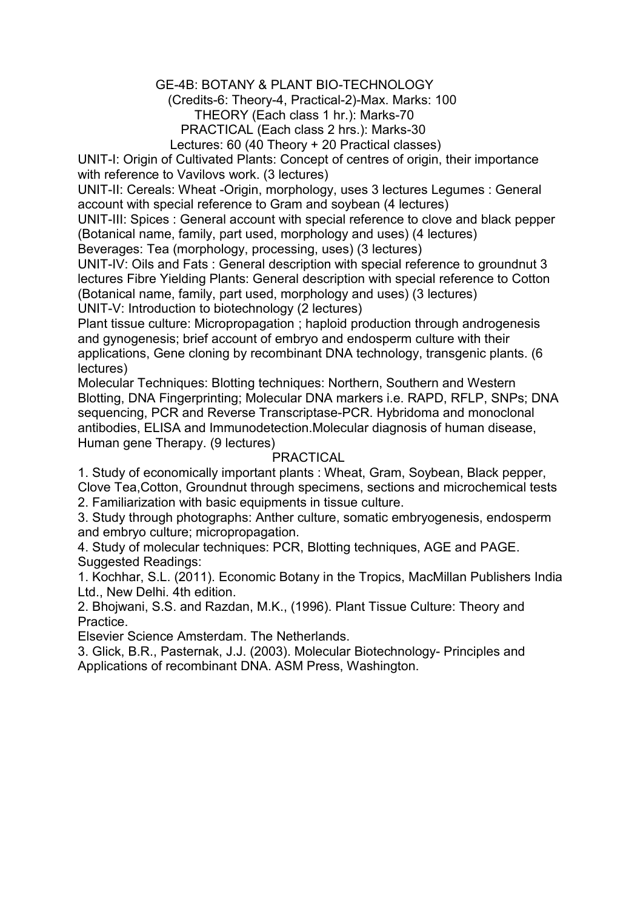# GE-4B: BOTANY & PLANT BIO-TECHNOLOGY

(Credits-6: Theory-4, Practical-2)-Max. Marks: 100

THEORY (Each class 1 hr.): Marks-70

PRACTICAL (Each class 2 hrs.): Marks-30

Lectures: 60 (40 Theory + 20 Practical classes)

UNIT-I: Origin of Cultivated Plants: Concept of centres of origin, their importance with reference to Vavilovs work. (3 lectures)

UNIT-II: Cereals: Wheat -Origin, morphology, uses 3 lectures Legumes : General account with special reference to Gram and soybean (4 lectures)

UNIT-III: Spices : General account with special reference to clove and black pepper (Botanical name, family, part used, morphology and uses) (4 lectures)

Beverages: Tea (morphology, processing, uses) (3 lectures)

UNIT-IV: Oils and Fats : General description with special reference to groundnut 3 lectures Fibre Yielding Plants: General description with special reference to Cotton (Botanical name, family, part used, morphology and uses) (3 lectures)

UNIT-V: Introduction to biotechnology (2 lectures)

Plant tissue culture: Micropropagation ; haploid production through androgenesis and gynogenesis; brief account of embryo and endosperm culture with their applications, Gene cloning by recombinant DNA technology, transgenic plants. (6 lectures)

Molecular Techniques: Blotting techniques: Northern, Southern and Western Blotting, DNA Fingerprinting; Molecular DNA markers i.e. RAPD, RFLP, SNPs; DNA sequencing, PCR and Reverse Transcriptase-PCR. Hybridoma and monoclonal antibodies, ELISA and Immunodetection.Molecular diagnosis of human disease, Human gene Therapy. (9 lectures)

## PRACTICAL

1. Study of economically important plants : Wheat, Gram, Soybean, Black pepper, Clove Tea,Cotton, Groundnut through specimens, sections and microchemical tests
2. Familiarization with basic equipments in tissue culture.
3. Study through photographs: Anther culture, somatic embryogenesis, endosperm and embryo culture; micropropagation.
4. Study of molecular techniques: PCR, Blotting techniques, AGE and PAGE.

Suggested Readings:

1. Kochhar, S.L. (2011). Economic Botany in the Tropics, MacMillan Publishers India Ltd., New Delhi. 4th edition.
2. Bhojwani, S.S. and Razdan, M.K., (1996). Plant Tissue Culture: Theory and Practice.
   Elsevier Science Amsterdam. The Netherlands.
3. Glick, B.R., Pasternak, J.J. (2003). Molecular Biotechnology- Principles and Applications of recombinant DNA. ASM Press, Washington.